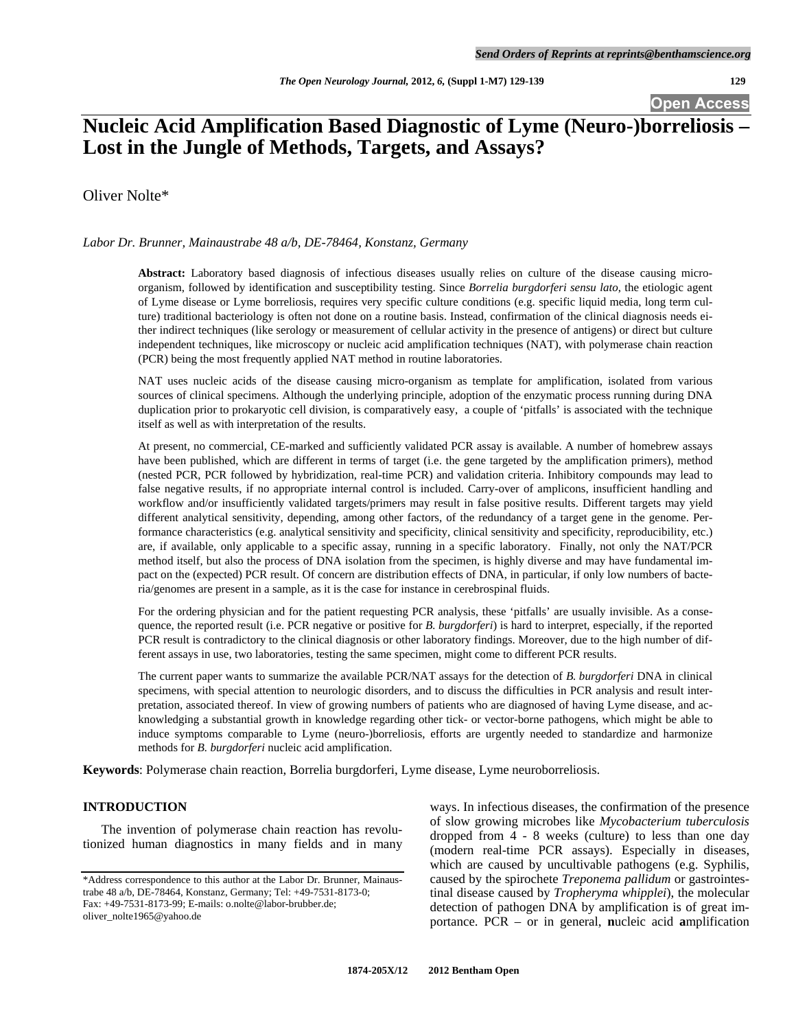# Nucleic Acid Amplification Based Diagnostic of Lyme (Neuro-)borreliosis – Lost in the Jungle of Methods, Targets, and Assays?

Oliver Nolte*

*Labor Dr. Brunner, Mainaustrabe 48 a/b, DE-78464, Konstanz, Germany*

**Abstract:** Laboratory based diagnosis of infectious diseases usually relies on culture of the disease causing micro-organism, followed by identification and susceptibility testing. Since *Borrelia burgdorferi sensu lato*, the etiologic agent of Lyme disease or Lyme borreliosis, requires very specific culture conditions (e.g. specific liquid media, long term culture) traditional bacteriology is often not done on a routine basis. Instead, confirmation of the clinical diagnosis needs either indirect techniques (like serology or measurement of cellular activity in the presence of antigens) or direct but culture independent techniques, like microscopy or nucleic acid amplification techniques (NAT), with polymerase chain reaction (PCR) being the most frequently applied NAT method in routine laboratories.

NAT uses nucleic acids of the disease causing micro-organism as template for amplification, isolated from various sources of clinical specimens. Although the underlying principle, adoption of the enzymatic process running during DNA duplication prior to prokaryotic cell division, is comparatively easy, a couple of 'pitfalls' is associated with the technique itself as well as with interpretation of the results.

At present, no commercial, CE-marked and sufficiently validated PCR assay is available. A number of homebrew assays have been published, which are different in terms of target (i.e. the gene targeted by the amplification primers), method (nested PCR, PCR followed by hybridization, real-time PCR) and validation criteria. Inhibitory compounds may lead to false negative results, if no appropriate internal control is included. Carry-over of amplicons, insufficient handling and workflow and/or insufficiently validated targets/primers may result in false positive results. Different targets may yield different analytical sensitivity, depending, among other factors, of the redundancy of a target gene in the genome. Performance characteristics (e.g. analytical sensitivity and specificity, clinical sensitivity and specificity, reproducibility, etc.) are, if available, only applicable to a specific assay, running in a specific laboratory. Finally, not only the NAT/PCR method itself, but also the process of DNA isolation from the specimen, is highly diverse and may have fundamental impact on the (expected) PCR result. Of concern are distribution effects of DNA, in particular, if only low numbers of bacteria/genomes are present in a sample, as it is the case for instance in cerebrospinal fluids.

For the ordering physician and for the patient requesting PCR analysis, these 'pitfalls' are usually invisible. As a consequence, the reported result (i.e. PCR negative or positive for *B. burgdorferi*) is hard to interpret, especially, if the reported PCR result is contradictory to the clinical diagnosis or other laboratory findings. Moreover, due to the high number of different assays in use, two laboratories, testing the same specimen, might come to different PCR results.

The current paper wants to summarize the available PCR/NAT assays for the detection of *B. burgdorferi* DNA in clinical specimens, with special attention to neurologic disorders, and to discuss the difficulties in PCR analysis and result interpretation, associated thereof. In view of growing numbers of patients who are diagnosed of having Lyme disease, and acknowledging a substantial growth in knowledge regarding other tick- or vector-borne pathogens, which might be able to induce symptoms comparable to Lyme (neuro-)borreliosis, efforts are urgently needed to standardize and harmonize methods for *B. burgdorferi* nucleic acid amplification.

**Keywords**: Polymerase chain reaction, Borrelia burgdorferi, Lyme disease, Lyme neuroborreliosis.

## INTRODUCTION

The invention of polymerase chain reaction has revolutionized human diagnostics in many fields and in many ways. In infectious diseases, the confirmation of the presence of slow growing microbes like *Mycobacterium tuberculosis* dropped from 4 - 8 weeks (culture) to less than one day (modern real-time PCR assays). Especially in diseases, which are caused by uncultivable pathogens (e.g. Syphilis, caused by the spirochete *Treponema pallidum* or gastrointestinal disease caused by *Tropheryma whipplei*), the molecular detection of pathogen DNA by amplification is of great importance. PCR – or in general, **n**ucleic acid **a**mplification

*Address correspondence to this author at the Labor Dr. Brunner, Mainaustrabe 48 a/b, DE-78464, Konstanz, Germany; Tel: +49-7531-8173-0; Fax: +49-7531-8173-99; E-mails: o.nolte@labor-brubber.de; oliver_nolte1965@yahoo.de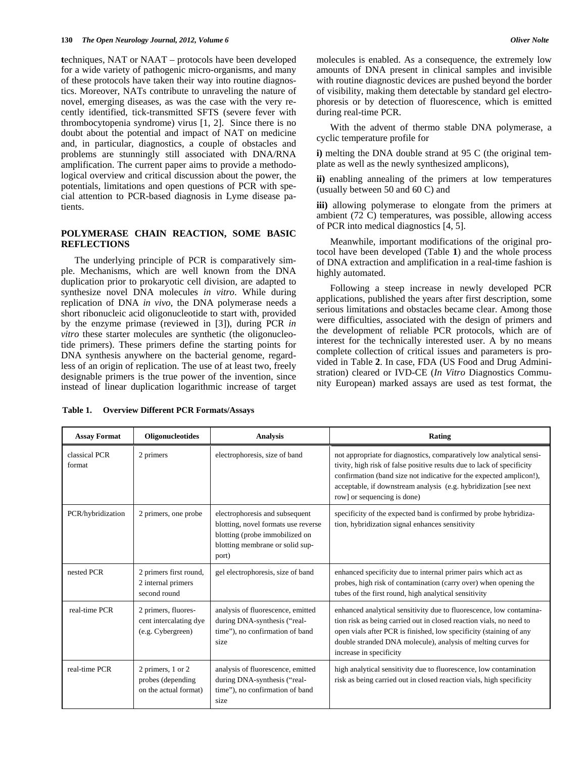**t**echniques, NAT or NAAT – protocols have been developed for a wide variety of pathogenic micro-organisms, and many of these protocols have taken their way into routine diagnostics. Moreover, NATs contribute to unraveling the nature of novel, emerging diseases, as was the case with the very recently identified, tick-transmitted SFTS (severe fever with thrombocytopenia syndrome) virus [1, 2]. Since there is no doubt about the potential and impact of NAT on medicine and, in particular, diagnostics, a couple of obstacles and problems are stunningly still associated with DNA/RNA amplification. The current paper aims to provide a methodological overview and critical discussion about the power, the potentials, limitations and open questions of PCR with special attention to PCR-based diagnosis in Lyme disease patients.

## POLYMERASE CHAIN REACTION, SOME BASIC REFLECTIONS

The underlying principle of PCR is comparatively simple. Mechanisms, which are well known from the DNA duplication prior to prokaryotic cell division, are adapted to synthesize novel DNA molecules *in vitro*. While during replication of DNA *in vivo*, the DNA polymerase needs a short ribonucleic acid oligonucleotide to start with, provided by the enzyme primase (reviewed in [3]), during PCR *in vitro* these starter molecules are synthetic (the oligonucleotide primers). These primers define the starting points for DNA synthesis anywhere on the bacterial genome, regardless of an origin of replication. The use of at least two, freely designable primers is the true power of the invention, since instead of linear duplication logarithmic increase of target molecules is enabled. As a consequence, the extremely low amounts of DNA present in clinical samples and invisible with routine diagnostic devices are pushed beyond the border of visibility, making them detectable by standard gel electrophoresis or by detection of fluorescence, which is emitted during real-time PCR.

With the advent of thermo stable DNA polymerase, a cyclic temperature profile for

**i)** melting the DNA double strand at 95 C (the original template as well as the newly synthesized amplicons),

**ii)** enabling annealing of the primers at low temperatures (usually between 50 and 60 C) and

**iii)** allowing polymerase to elongate from the primers at ambient (72 C) temperatures, was possible, allowing access of PCR into medical diagnostics [4, 5].

Meanwhile, important modifications of the original protocol have been developed (Table **1**) and the whole process of DNA extraction and amplification in a real-time fashion is highly automated.

Following a steep increase in newly developed PCR applications, published the years after first description, some serious limitations and obstacles became clear. Among those were difficulties, associated with the design of primers and the development of reliable PCR protocols, which are of interest for the technically interested user. A by no means complete collection of critical issues and parameters is provided in Table **2**. In case, FDA (US Food and Drug Administration) cleared or IVD-CE (*In Vitro* Diagnostics Community European) marked assays are used as test format, the

**Table 1. Overview Different PCR Formats/Assays**

| Assay Format | Oligonucleotides | Analysis | Rating |
|---|---|---|---|
| classical PCR format | 2 primers | electrophoresis, size of band | not appropriate for diagnostics, comparatively low analytical sensitivity, high risk of false positive results due to lack of specificity confirmation (band size not indicative for the expected amplicon!), acceptable, if downstream analysis (e.g. hybridization [see next row] or sequencing is done) |
| PCR/hybridization | 2 primers, one probe | electrophoresis and subsequent blotting, novel formats use reverse blotting (probe immobilized on blotting membrane or solid support) | specificity of the expected band is confirmed by probe hybridization, hybridization signal enhances sensitivity |
| nested PCR | 2 primers first round, 2 internal primers second round | gel electrophoresis, size of band | enhanced specificity due to internal primer pairs which act as probes, high risk of contamination (carry over) when opening the tubes of the first round, high analytical sensitivity |
| real-time PCR | 2 primers, fluorescent intercalating dye (e.g. Cybergreen) | analysis of fluorescence, emitted during DNA-synthesis ("real-time"), no confirmation of band size | enhanced analytical sensitivity due to fluorescence, low contamination risk as being carried out in closed reaction vials, no need to open vials after PCR is finished, low specificity (staining of any double stranded DNA molecule), analysis of melting curves for increase in specificity |
| real-time PCR | 2 primers, 1 or 2 probes (depending on the actual format) | analysis of fluorescence, emitted during DNA-synthesis ("real-time"), no confirmation of band size | high analytical sensitivity due to fluorescence, low contamination risk as being carried out in closed reaction vials, high specificity |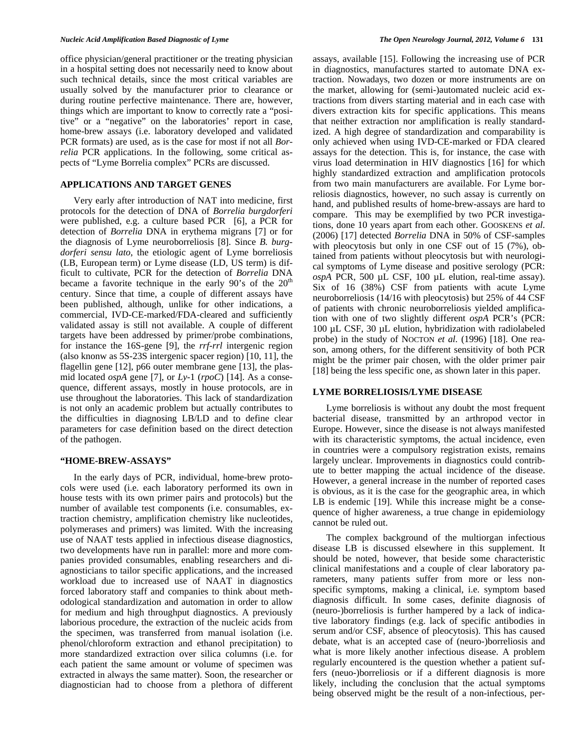office physician/general practitioner or the treating physician in a hospital setting does not necessarily need to know about such technical details, since the most critical variables are usually solved by the manufacturer prior to clearance or during routine perfective maintenance. There are, however, things which are important to know to correctly rate a "positive" or a "negative" on the laboratories' report in case, home-brew assays (i.e. laboratory developed and validated PCR formats) are used, as is the case for most if not all *Borrelia* PCR applications. In the following, some critical aspects of "Lyme Borrelia complex" PCRs are discussed.

## APPLICATIONS AND TARGET GENES

Very early after introduction of NAT into medicine, first protocols for the detection of DNA of *Borrelia burgdorferi* were published, e.g. a culture based PCR [6], a PCR for detection of *Borrelia* DNA in erythema migrans [7] or for the diagnosis of Lyme neuroborreliosis [8]. Since *B. burgdorferi sensu lato*, the etiologic agent of Lyme borreliosis (LB, European term) or Lyme disease (LD, US term) is difficult to cultivate, PCR for the detection of *Borrelia* DNA became a favorite technique in the early 90's of the 20th century. Since that time, a couple of different assays have been published, although, unlike for other indications, a commercial, IVD-CE-marked/FDA-cleared and sufficiently validated assay is still not available. A couple of different targets have been addressed by primer/probe combinations, for instance the 16S-gene [9], the *rrf-rrl* intergenic region (also knonw as 5S-23S intergenic spacer region) [10, 11], the flagellin gene [12], p66 outer membrane gene [13], the plasmid located *ospA* gene [7], or *Ly*-1 (*rpoC*) [14]. As a consequence, different assays, mostly in house protocols, are in use throughout the laboratories. This lack of standardization is not only an academic problem but actually contributes to the difficulties in diagnosing LB/LD and to define clear parameters for case definition based on the direct detection of the pathogen.

## "HOME-BREW-ASSAYS"

In the early days of PCR, individual, home-brew protocols were used (i.e. each laboratory performed its own in house tests with its own primer pairs and protocols) but the number of available test components (i.e. consumables, extraction chemistry, amplification chemistry like nucleotides, polymerases and primers) was limited. With the increasing use of NAAT tests applied in infectious disease diagnostics, two developments have run in parallel: more and more companies provided consumables, enabling researchers and diagnosticians to tailor specific applications, and the increased workload due to increased use of NAAT in diagnostics forced laboratory staff and companies to think about methodological standardization and automation in order to allow for medium and high throughput diagnostics. A previously laborious procedure, the extraction of the nucleic acids from the specimen, was transferred from manual isolation (i.e. phenol/chloroform extraction and ethanol precipitation) to more standardized extraction over silica columns (i.e. for each patient the same amount or volume of specimen was extracted in always the same matter). Soon, the researcher or diagnostician had to choose from a plethora of different assays, available [15]. Following the increasing use of PCR in diagnostics, manufactures started to automate DNA extraction. Nowadays, two dozen or more instruments are on the market, allowing for (semi-)automated nucleic acid extractions from divers starting material and in each case with divers extraction kits for specific applications. This means that neither extraction nor amplification is really standardized. A high degree of standardization and comparability is only achieved when using IVD-CE-marked or FDA cleared assays for the detection. This is, for instance, the case with virus load determination in HIV diagnostics [16] for which highly standardized extraction and amplification protocols from two main manufacturers are available. For Lyme borreliosis diagnostics, however, no such assay is currently on hand, and published results of home-brew-assays are hard to compare. This may be exemplified by two PCR investigations, done 10 years apart from each other. GOOSKENS *et al.* (2006) [17] detected *Borrelia* DNA in 50% of CSF-samples with pleocytosis but only in one CSF out of 15 (7%), obtained from patients without pleocytosis but with neurological symptoms of Lyme disease and positive serology (PCR: *ospA* PCR, 500 µL CSF, 100 µL elution, real-time assay). Six of 16 (38%) CSF from patients with acute Lyme neuroborreliosis (14/16 with pleocytosis) but 25% of 44 CSF of patients with chronic neuroborreliosis yielded amplification with one of two slightly different *ospA* PCR's (PCR: 100 µL CSF, 30 µL elution, hybridization with radiolabeled probe) in the study of NOCTON *et al.* (1996) [18]. One reason, among others, for the different sensitivity of both PCR might be the primer pair chosen, with the older primer pair [18] being the less specific one, as shown later in this paper.

## LYME BORRELIOSIS/LYME DISEASE

Lyme borreliosis is without any doubt the most frequent bacterial disease, transmitted by an arthropod vector in Europe. However, since the disease is not always manifested with its characteristic symptoms, the actual incidence, even in countries were a compulsory registration exists, remains largely unclear. Improvements in diagnostics could contribute to better mapping the actual incidence of the disease. However, a general increase in the number of reported cases is obvious, as it is the case for the geographic area, in which LB is endemic [19]. While this increase might be a consequence of higher awareness, a true change in epidemiology cannot be ruled out.

The complex background of the multiorgan infectious disease LB is discussed elsewhere in this supplement. It should be noted, however, that beside some characteristic clinical manifestations and a couple of clear laboratory parameters, many patients suffer from more or less non-specific symptoms, making a clinical, i.e. symptom based diagnosis difficult. In some cases, definite diagnosis of (neuro-)borreliosis is further hampered by a lack of indicative laboratory findings (e.g. lack of specific antibodies in serum and/or CSF, absence of pleocytosis). This has caused debate, what is an accepted case of (neuro-)borreliosis and what is more likely another infectious disease. A problem regularly encountered is the question whether a patient suffers (neuo-)borreliosis or if a different diagnosis is more likely, including the conclusion that the actual symptoms being observed might be the result of a non-infectious, per-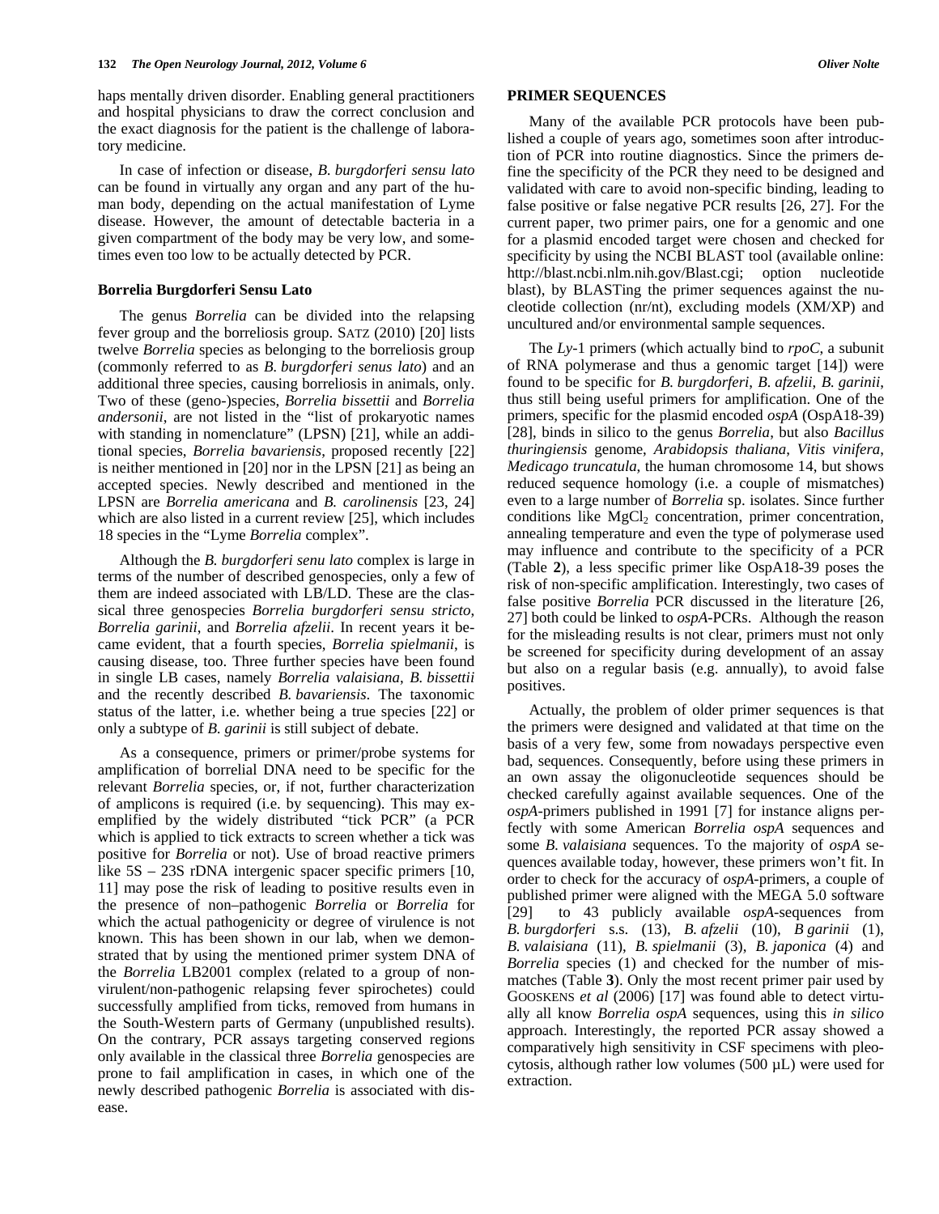haps mentally driven disorder. Enabling general practitioners and hospital physicians to draw the correct conclusion and the exact diagnosis for the patient is the challenge of laboratory medicine.

In case of infection or disease, *B. burgdorferi sensu lato* can be found in virtually any organ and any part of the human body, depending on the actual manifestation of Lyme disease. However, the amount of detectable bacteria in a given compartment of the body may be very low, and sometimes even too low to be actually detected by PCR.

### Borrelia Burgdorferi Sensu Lato

The genus *Borrelia* can be divided into the relapsing fever group and the borreliosis group. SATZ (2010) [20] lists twelve *Borrelia* species as belonging to the borreliosis group (commonly referred to as *B. burgdorferi senus lato*) and an additional three species, causing borreliosis in animals, only. Two of these (geno-)species, *Borrelia bissettii* and *Borrelia andersonii*, are not listed in the "list of prokaryotic names with standing in nomenclature" (LPSN) [21], while an additional species, *Borrelia bavariensis*, proposed recently [22] is neither mentioned in [20] nor in the LPSN [21] as being an accepted species. Newly described and mentioned in the LPSN are *Borrelia americana* and *B. carolinensis* [23, 24] which are also listed in a current review [25], which includes 18 species in the "Lyme *Borrelia* complex".

Although the *B. burgdorferi senu lato* complex is large in terms of the number of described genospecies, only a few of them are indeed associated with LB/LD. These are the classical three genospecies *Borrelia burgdorferi sensu stricto*, *Borrelia garinii*, and *Borrelia afzelii*. In recent years it became evident, that a fourth species, *Borrelia spielmanii*, is causing disease, too. Three further species have been found in single LB cases, namely *Borrelia valaisiana*, *B. bissettii* and the recently described *B. bavariensis*. The taxonomic status of the latter, i.e. whether being a true species [22] or only a subtype of *B. garinii* is still subject of debate.

As a consequence, primers or primer/probe systems for amplification of borrelial DNA need to be specific for the relevant *Borrelia* species, or, if not, further characterization of amplicons is required (i.e. by sequencing). This may exemplified by the widely distributed "tick PCR" (a PCR which is applied to tick extracts to screen whether a tick was positive for *Borrelia* or not). Use of broad reactive primers like 5S – 23S rDNA intergenic spacer specific primers [10, 11] may pose the risk of leading to positive results even in the presence of non–pathogenic *Borrelia* or *Borrelia* for which the actual pathogenicity or degree of virulence is not known. This has been shown in our lab, when we demonstrated that by using the mentioned primer system DNA of the *Borrelia* LB2001 complex (related to a group of non-virulent/non-pathogenic relapsing fever spirochetes) could successfully amplified from ticks, removed from humans in the South-Western parts of Germany (unpublished results). On the contrary, PCR assays targeting conserved regions only available in the classical three *Borrelia* genospecies are prone to fail amplification in cases, in which one of the newly described pathogenic *Borrelia* is associated with disease.

## PRIMER SEQUENCES

Many of the available PCR protocols have been published a couple of years ago, sometimes soon after introduction of PCR into routine diagnostics. Since the primers define the specificity of the PCR they need to be designed and validated with care to avoid non-specific binding, leading to false positive or false negative PCR results [26, 27]. For the current paper, two primer pairs, one for a genomic and one for a plasmid encoded target were chosen and checked for specificity by using the NCBI BLAST tool (available online: http://blast.ncbi.nlm.nih.gov/Blast.cgi; option nucleotide blast), by BLASTing the primer sequences against the nucleotide collection (nr/nt), excluding models (XM/XP) and uncultured and/or environmental sample sequences.

The *Ly*-1 primers (which actually bind to *rpoC*, a subunit of RNA polymerase and thus a genomic target [14]) were found to be specific for *B. burgdorferi*, *B. afzelii*, *B. garinii*, thus still being useful primers for amplification. One of the primers, specific for the plasmid encoded *ospA* (OspA18-39) [28], binds in silico to the genus *Borrelia*, but also *Bacillus thuringiensis* genome, *Arabidopsis thaliana*, *Vitis vinifera*, *Medicago truncatula*, the human chromosome 14, but shows reduced sequence homology (i.e. a couple of mismatches) even to a large number of *Borrelia* sp. isolates. Since further conditions like $MgCl_2$ concentration, primer concentration, annealing temperature and even the type of polymerase used may influence and contribute to the specificity of a PCR (Table **2**), a less specific primer like OspA18-39 poses the risk of non-specific amplification. Interestingly, two cases of false positive *Borrelia* PCR discussed in the literature [26, 27] both could be linked to *ospA*-PCRs. Although the reason for the misleading results is not clear, primers must not only be screened for specificity during development of an assay but also on a regular basis (e.g. annually), to avoid false positives.

Actually, the problem of older primer sequences is that the primers were designed and validated at that time on the basis of a very few, some from nowadays perspective even bad, sequences. Consequently, before using these primers in an own assay the oligonucleotide sequences should be checked carefully against available sequences. One of the *ospA*-primers published in 1991 [7] for instance aligns perfectly with some American *Borrelia ospA* sequences and some *B. valaisiana* sequences. To the majority of *ospA* sequences available today, however, these primers won't fit. In order to check for the accuracy of *ospA*-primers, a couple of published primer were aligned with the MEGA 5.0 software [29] to 43 publicly available *ospA*-sequences from *B. burgdorferi* s.s. (13), *B. afzelii* (10), *B garinii* (1), *B. valaisiana* (11), *B. spielmanii* (3), *B. japonica* (4) and *Borrelia* species (1) and checked for the number of mismatches (Table **3**). Only the most recent primer pair used by GOOSKENS *et al* (2006) [17] was found able to detect virtually all know *Borrelia ospA* sequences, using this *in silico* approach. Interestingly, the reported PCR assay showed a comparatively high sensitivity in CSF specimens with pleocytosis, although rather low volumes (500 µL) were used for extraction.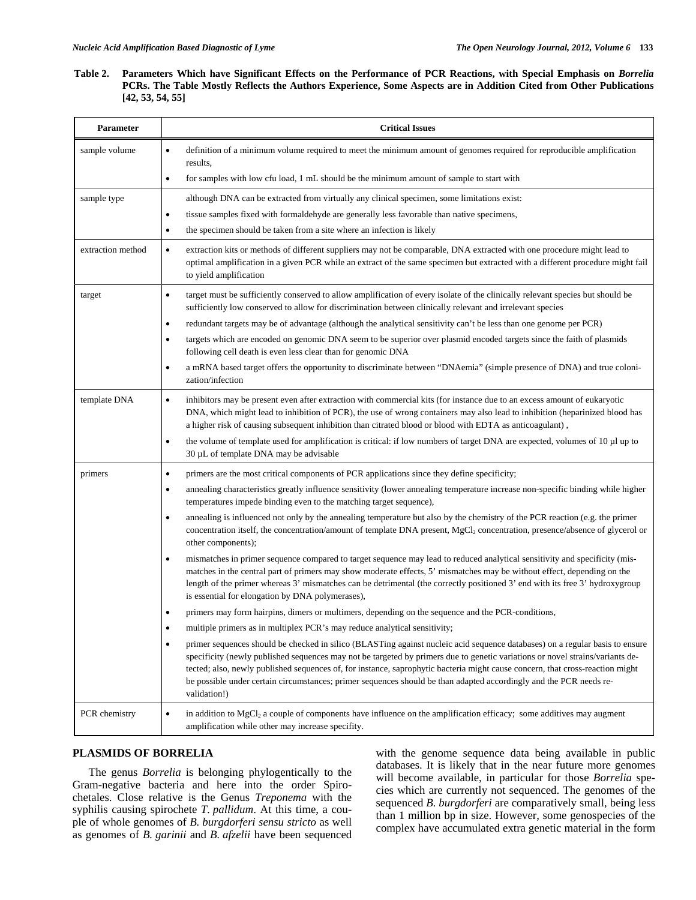**Table 2. Parameters Which have Significant Effects on the Performance of PCR Reactions, with Special Emphasis on *Borrelia* PCRs. The Table Mostly Reflects the Authors Experience, Some Aspects are in Addition Cited from Other Publications [42, 53, 54, 55]**

| Parameter | Critical Issues |
|---|---|
| sample volume | • definition of a minimum volume required to meet the minimum amount of genomes required for reproducible amplification results,<br>• for samples with low cfu load, 1 mL should be the minimum amount of sample to start with |
| sample type | although DNA can be extracted from virtually any clinical specimen, some limitations exist:<br>• tissue samples fixed with formaldehyde are generally less favorable than native specimens,<br>• the specimen should be taken from a site where an infection is likely |
| extraction method | • extraction kits or methods of different suppliers may not be comparable, DNA extracted with one procedure might lead to optimal amplification in a given PCR while an extract of the same specimen but extracted with a different procedure might fail to yield amplification |
| target | • target must be sufficiently conserved to allow amplification of every isolate of the clinically relevant species but should be sufficiently low conserved to allow for discrimination between clinically relevant and irrelevant species<br>• redundant targets may be of advantage (although the analytical sensitivity can't be less than one genome per PCR)<br>• targets which are encoded on genomic DNA seem to be superior over plasmid encoded targets since the faith of plasmids following cell death is even less clear than for genomic DNA<br>• a mRNA based target offers the opportunity to discriminate between "DNAemia" (simple presence of DNA) and true colonization/infection |
| template DNA | • inhibitors may be present even after extraction with commercial kits (for instance due to an excess amount of eukaryotic DNA, which might lead to inhibition of PCR), the use of wrong containers may also lead to inhibition (heparinized blood has a higher risk of causing subsequent inhibition than citrated blood or blood with EDTA as anticoagulant) ,<br>• the volume of template used for amplification is critical: if low numbers of target DNA are expected, volumes of 10 µl up to 30 µL of template DNA may be advisable |
| primers | • primers are the most critical components of PCR applications since they define specificity;<br>• annealing characteristics greatly influence sensitivity (lower annealing temperature increase non-specific binding while higher temperatures impede binding even to the matching target sequence),<br>• annealing is influenced not only by the annealing temperature but also by the chemistry of the PCR reaction (e.g. the primer concentration itself, the concentration/amount of template DNA present, $MgCl_2$ concentration, presence/absence of glycerol or other components);<br>• mismatches in primer sequence compared to target sequence may lead to reduced analytical sensitivity and specificity (mismatches in the central part of primers may show moderate effects, 5' mismatches may be without effect, depending on the length of the primer whereas 3' mismatches can be detrimental (the correctly positioned 3' end with its free 3' hydroxygroup is essential for elongation by DNA polymerases),<br>• primers may form hairpins, dimers or multimers, depending on the sequence and the PCR-conditions,<br>• multiple primers as in multiplex PCR's may reduce analytical sensitivity;<br>• primer sequences should be checked in silico (BLASTing against nucleic acid sequence databases) on a regular basis to ensure specificity (newly published sequences may not be targeted by primers due to genetic variations or novel strains/variants detected; also, newly published sequences of, for instance, saprophytic bacteria might cause concern, that cross-reaction might be possible under certain circumstances; primer sequences should be than adapted accordingly and the PCR needs re-validation!) |
| PCR chemistry | • in addition to $MgCl_2$ a couple of components have influence on the amplification efficacy; some additives may augment amplification while other may increase specifity. |

## PLASMIDS OF BORRELIA

The genus *Borrelia* is belonging phylogentically to the Gram-negative bacteria and here into the order Spirochetales. Close relative is the Genus *Treponema* with the syphilis causing spirochete *T. pallidum*. At this time, a couple of whole genomes of *B. burgdorferi sensu stricto* as well as genomes of *B. garinii* and *B. afzelii* have been sequenced with the genome sequence data being available in public databases. It is likely that in the near future more genomes will become available, in particular for those *Borrelia* species which are currently not sequenced. The genomes of the sequenced *B. burgdorferi* are comparatively small, being less than 1 million bp in size. However, some genospecies of the complex have accumulated extra genetic material in the form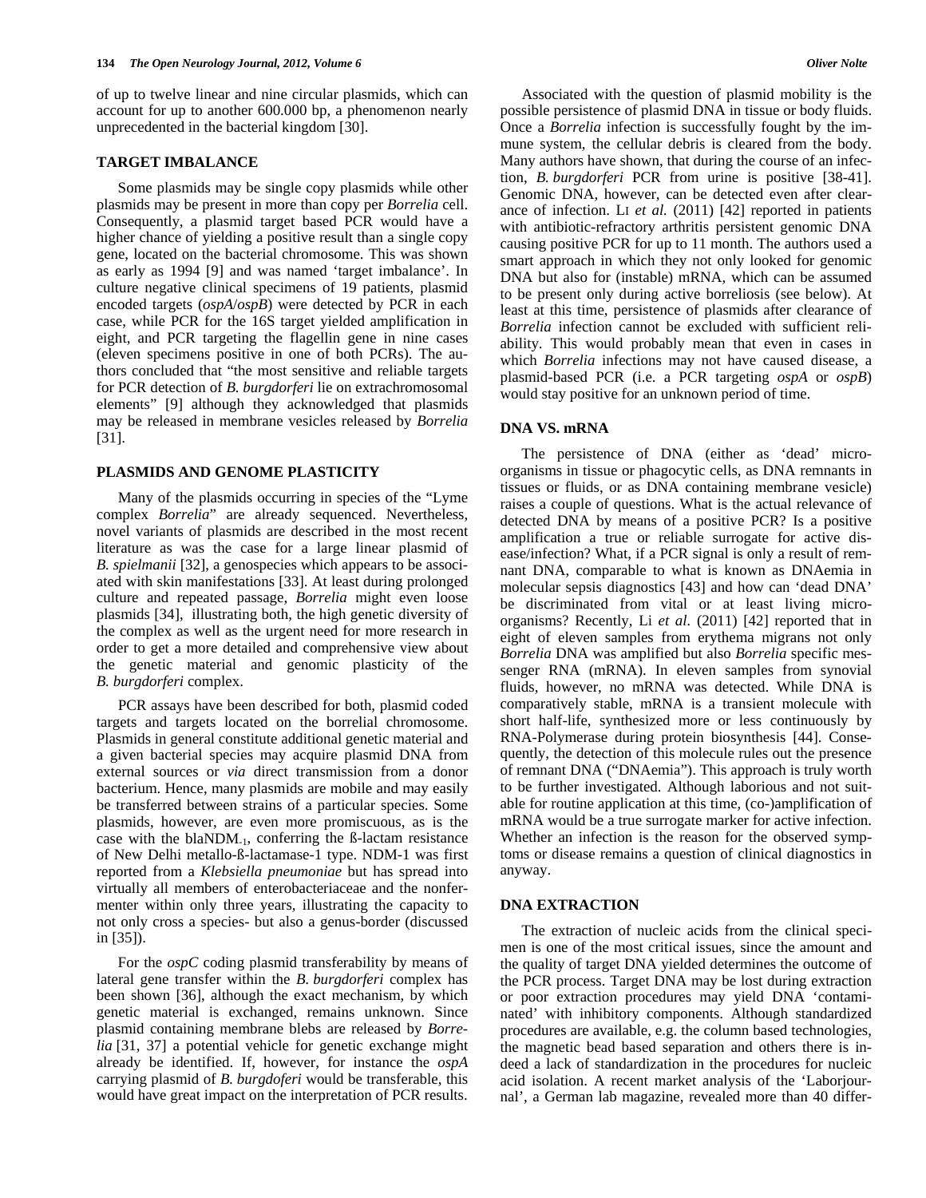of up to twelve linear and nine circular plasmids, which can account for up to another 600.000 bp, a phenomenon nearly unprecedented in the bacterial kingdom [30].

## TARGET IMBALANCE

Some plasmids may be single copy plasmids while other plasmids may be present in more than copy per *Borrelia* cell. Consequently, a plasmid target based PCR would have a higher chance of yielding a positive result than a single copy gene, located on the bacterial chromosome. This was shown as early as 1994 [9] and was named 'target imbalance'. In culture negative clinical specimens of 19 patients, plasmid encoded targets (*ospA*/*ospB*) were detected by PCR in each case, while PCR for the 16S target yielded amplification in eight, and PCR targeting the flagellin gene in nine cases (eleven specimens positive in one of both PCRs). The authors concluded that "the most sensitive and reliable targets for PCR detection of *B. burgdorferi* lie on extrachromosomal elements" [9] although they acknowledged that plasmids may be released in membrane vesicles released by *Borrelia* [31].

## PLASMIDS AND GENOME PLASTICITY

Many of the plasmids occurring in species of the "Lyme complex *Borrelia*" are already sequenced. Nevertheless, novel variants of plasmids are described in the most recent literature as was the case for a large linear plasmid of *B. spielmanii* [32], a genospecies which appears to be associated with skin manifestations [33]. At least during prolonged culture and repeated passage, *Borrelia* might even loose plasmids [34], illustrating both, the high genetic diversity of the complex as well as the urgent need for more research in order to get a more detailed and comprehensive view about the genetic material and genomic plasticity of the *B. burgdorferi* complex.

PCR assays have been described for both, plasmid coded targets and targets located on the borrelial chromosome. Plasmids in general constitute additional genetic material and a given bacterial species may acquire plasmid DNA from external sources or *via* direct transmission from a donor bacterium. Hence, many plasmids are mobile and may easily be transferred between strains of a particular species. Some plasmids, however, are even more promiscuous, as is the case with the blaNDM$_{-1}$, conferring the ß-lactam resistance of New Delhi metallo-ß-lactamase-1 type. NDM-1 was first reported from a *Klebsiella pneumoniae* but has spread into virtually all members of enterobacteriaceae and the nonfermenter within only three years, illustrating the capacity to not only cross a species- but also a genus-border (discussed in [35]).

For the *ospC* coding plasmid transferability by means of lateral gene transfer within the *B. burgdorferi* complex has been shown [36], although the exact mechanism, by which genetic material is exchanged, remains unknown. Since plasmid containing membrane blebs are released by *Borrelia* [31, 37] a potential vehicle for genetic exchange might already be identified. If, however, for instance the *ospA* carrying plasmid of *B. burgdoferi* would be transferable, this would have great impact on the interpretation of PCR results.

Associated with the question of plasmid mobility is the possible persistence of plasmid DNA in tissue or body fluids. Once a *Borrelia* infection is successfully fought by the immune system, the cellular debris is cleared from the body. Many authors have shown, that during the course of an infection, *B. burgdorferi* PCR from urine is positive [38-41]. Genomic DNA, however, can be detected even after clearance of infection. Li *et al.* (2011) [42] reported in patients with antibiotic-refractory arthritis persistent genomic DNA causing positive PCR for up to 11 month. The authors used a smart approach in which they not only looked for genomic DNA but also for (instable) mRNA, which can be assumed to be present only during active borreliosis (see below). At least at this time, persistence of plasmids after clearance of *Borrelia* infection cannot be excluded with sufficient reliability. This would probably mean that even in cases in which *Borrelia* infections may not have caused disease, a plasmid-based PCR (i.e. a PCR targeting *ospA* or *ospB*) would stay positive for an unknown period of time.

## DNA VS. mRNA

The persistence of DNA (either as 'dead' microorganisms in tissue or phagocytic cells, as DNA remnants in tissues or fluids, or as DNA containing membrane vesicle) raises a couple of questions. What is the actual relevance of detected DNA by means of a positive PCR? Is a positive amplification a true or reliable surrogate for active disease/infection? What, if a PCR signal is only a result of remnant DNA, comparable to what is known as DNAemia in molecular sepsis diagnostics [43] and how can 'dead DNA' be discriminated from vital or at least living microorganisms? Recently, Li *et al.* (2011) [42] reported that in eight of eleven samples from erythema migrans not only *Borrelia* DNA was amplified but also *Borrelia* specific messenger RNA (mRNA). In eleven samples from synovial fluids, however, no mRNA was detected. While DNA is comparatively stable, mRNA is a transient molecule with short half-life, synthesized more or less continuously by RNA-Polymerase during protein biosynthesis [44]. Consequently, the detection of this molecule rules out the presence of remnant DNA ("DNAemia"). This approach is truly worth to be further investigated. Although laborious and not suitable for routine application at this time, (co-)amplification of mRNA would be a true surrogate marker for active infection. Whether an infection is the reason for the observed symptoms or disease remains a question of clinical diagnostics in anyway.

## DNA EXTRACTION

The extraction of nucleic acids from the clinical specimen is one of the most critical issues, since the amount and the quality of target DNA yielded determines the outcome of the PCR process. Target DNA may be lost during extraction or poor extraction procedures may yield DNA 'contaminated' with inhibitory components. Although standardized procedures are available, e.g. the column based technologies, the magnetic bead based separation and others there is indeed a lack of standardization in the procedures for nucleic acid isolation. A recent market analysis of the 'Laborjournal', a German lab magazine, revealed more than 40 differ-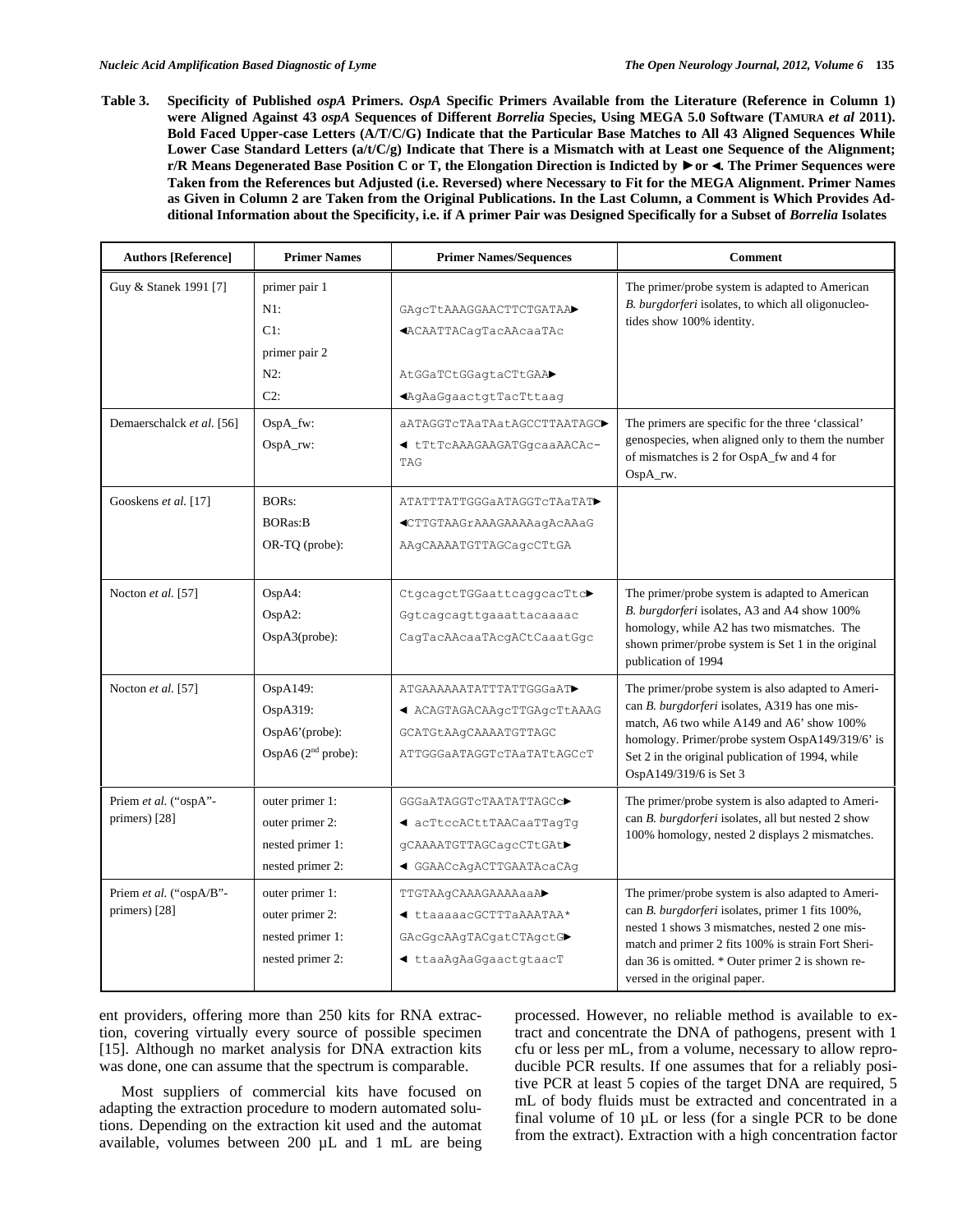**Table 3. Specificity of Published *ospA* Primers. *OspA* Specific Primers Available from the Literature (Reference in Column 1) were Aligned Against 43 *ospA* Sequences of Different *Borrelia* Species, Using MEGA 5.0 Software (Tamura *et al* 2011). Bold Faced Upper-case Letters (A/T/C/G) Indicate that the Particular Base Matches to All 43 Aligned Sequences While Lower Case Standard Letters (a/t/C/g) Indicate that There is a Mismatch with at Least one Sequence of the Alignment; r/R Means Degenerated Base Position C or T, the Elongation Direction is Indicted by ► or ◄. The Primer Sequences were Taken from the References but Adjusted (i.e. Reversed) where Necessary to Fit for the MEGA Alignment. Primer Names as Given in Column 2 are Taken from the Original Publications. In the Last Column, a Comment is Which Provides Additional Information about the Specificity, i.e. if A primer Pair was Designed Specifically for a Subset of *Borrelia* Isolates**

| Authors [Reference] | Primer Names | Primer Names/Sequences | Comment |
|---|---|---|---|
| Guy & Stanek 1991 [7] | primer pair 1<br>N1:<br>C1:<br>primer pair 2<br>N2:<br>C2: | <br>GAgcTtAAAGGAACTTCTGATAA►<br>◄ACAATTACagTacAAcaaTAc<br><br>AtGGaTCtGGagtaCTtGAA►<br>◄AgAaGgaactgtTacTttaag | The primer/probe system is adapted to American *B. burgdorferi* isolates, to which all oligonucleotides show 100% identity. |
| Demaerschalck *et al.* [56] | OspA_fw:<br>OspA_rw: | aATAGGTcTAaTAatAGCCTTAATAGC►<br>◄ tTtTcAAAGAAGATGgcaaAACAc-TAG | The primers are specific for the three 'classical' genospecies, when aligned only to them the number of mismatches is 2 for OspA_fw and 4 for OspA_rw. |
| Gooskens *et al.* [17] | BORs:<br>BORas:B<br>OR-TQ (probe): | ATATTTATTGGGaATAGGTcTAaTAT►<br>◄CTTGTAAGrAAAGAAAAagAcAAaG<br>AAgCAAAATGTTAGCagcCTtGA | |
| Nocton *et al.* [57] | OspA4:<br>OspA2:<br>OspA3(probe): | CtgcagctTGGaattcaggcacTtc►<br>Ggtcagcagttgaaattacaaaac<br>CagTacAAcaaTAcgACtCaaatGgc | The primer/probe system is adapted to American *B. burgdorferi* isolates, A3 and A4 show 100% homology, while A2 has two mismatches. The shown primer/probe system is Set 1 in the original publication of 1994 |
| Nocton *et al.* [57] | OspA149:<br>OspA319:<br>OspA6'(probe):<br>OspA6 (2nd probe): | ATGAAAAAATATTTATTGGGaAT►<br>◄ ACAGTAGACAAgcTTGAgcTtAAAG<br>GCATGtAAgCAAAATGTTAGC<br>ATTGGGaATAGGTcTAaTATtAGCcT | The primer/probe system is also adapted to American *B. burgdorferi* isolates, A319 has one mismatch, A6 two while A149 and A6' show 100% homology. Primer/probe system OspA149/319/6' is Set 2 in the original publication of 1994, while OspA149/319/6 is Set 3 |
| Priem *et al.* ("ospA"-primers) [28] | outer primer 1:<br>outer primer 2:<br>nested primer 1:<br>nested primer 2: | GGGaATAGGTcTAATATTAGCc►<br>◄ acTtccACttTAACaaTTagTg<br>gCAAAATGTTAGCagcCTtGAt►<br>◄ GGAACcAgACTTGAATAcaCAg | The primer/probe system is also adapted to American *B. burgdorferi* isolates, all but nested 2 show 100% homology, nested 2 displays 2 mismatches. |
| Priem *et al.* ("ospA/B"-primers) [28] | outer primer 1:<br>outer primer 2:<br>nested primer 1:<br>nested primer 2: | TTGTAAgCAAAGAAAAaaA►<br>◄ ttaaaaacGCTTTaAAATAA*<br>GAcGgcAAgTACgatCTAgctG►<br>◄ ttaaAgAaGgaactgtaacT | The primer/probe system is also adapted to American *B. burgdorferi* isolates, primer 1 fits 100%, nested 1 shows 3 mismatches, nested 2 one mismatch and primer 2 fits 100% is strain Fort Sheridan 36 is omitted. * Outer primer 2 is shown reversed in the original paper. |

ent providers, offering more than 250 kits for RNA extraction, covering virtually every source of possible specimen [15]. Although no market analysis for DNA extraction kits was done, one can assume that the spectrum is comparable.

Most suppliers of commercial kits have focused on adapting the extraction procedure to modern automated solutions. Depending on the extraction kit used and the automat available, volumes between 200 µL and 1 mL are being processed. However, no reliable method is available to extract and concentrate the DNA of pathogens, present with 1 cfu or less per mL, from a volume, necessary to allow reproducible PCR results. If one assumes that for a reliably positive PCR at least 5 copies of the target DNA are required, 5 mL of body fluids must be extracted and concentrated in a final volume of 10 µL or less (for a single PCR to be done from the extract). Extraction with a high concentration factor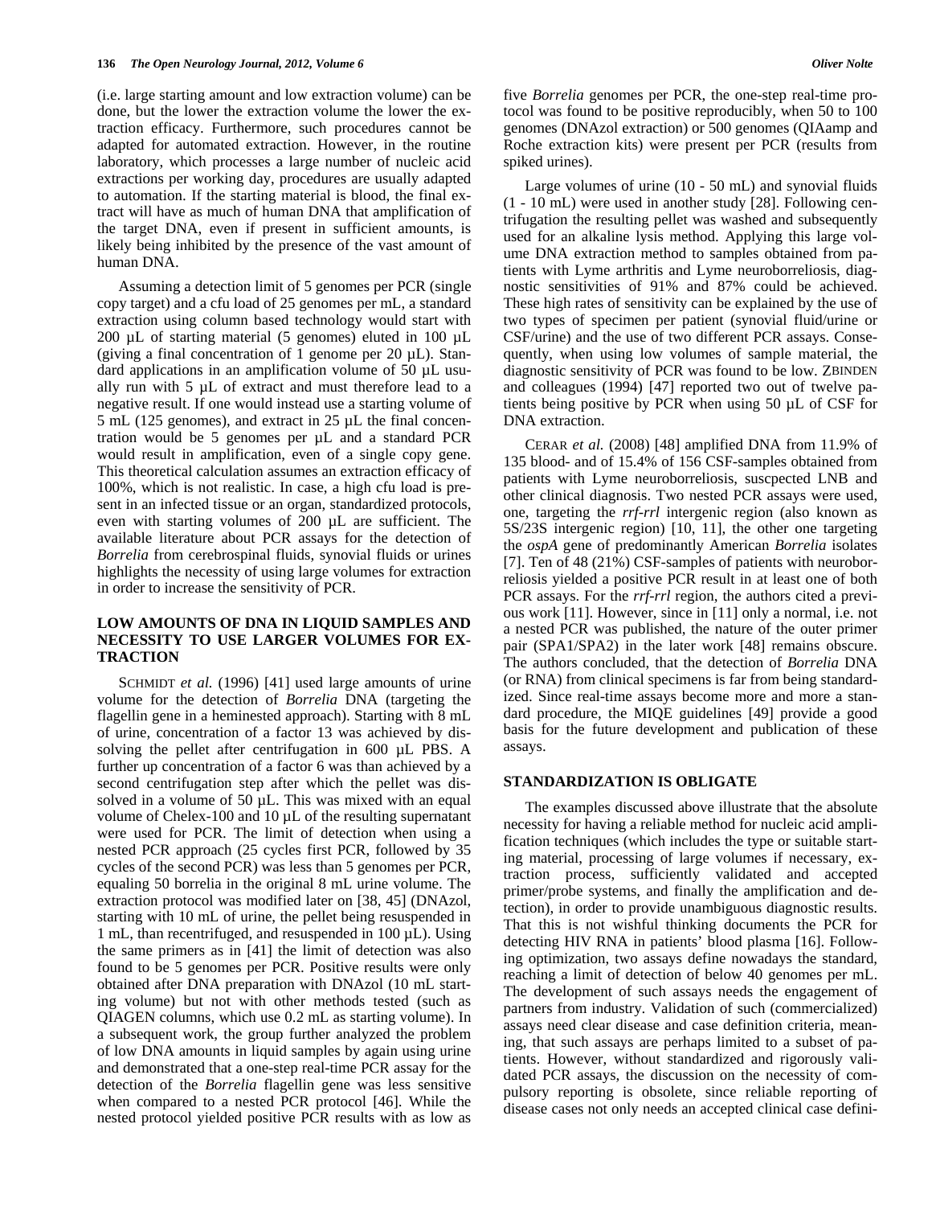(i.e. large starting amount and low extraction volume) can be done, but the lower the extraction volume the lower the extraction efficacy. Furthermore, such procedures cannot be adapted for automated extraction. However, in the routine laboratory, which processes a large number of nucleic acid extractions per working day, procedures are usually adapted to automation. If the starting material is blood, the final extract will have as much of human DNA that amplification of the target DNA, even if present in sufficient amounts, is likely being inhibited by the presence of the vast amount of human DNA.

Assuming a detection limit of 5 genomes per PCR (single copy target) and a cfu load of 25 genomes per mL, a standard extraction using column based technology would start with 200 µL of starting material (5 genomes) eluted in 100 µL (giving a final concentration of 1 genome per 20 µL). Standard applications in an amplification volume of 50 µL usually run with 5 µL of extract and must therefore lead to a negative result. If one would instead use a starting volume of 5 mL (125 genomes), and extract in 25 µL the final concentration would be 5 genomes per µL and a standard PCR would result in amplification, even of a single copy gene. This theoretical calculation assumes an extraction efficacy of 100%, which is not realistic. In case, a high cfu load is present in an infected tissue or an organ, standardized protocols, even with starting volumes of 200 µL are sufficient. The available literature about PCR assays for the detection of *Borrelia* from cerebrospinal fluids, synovial fluids or urines highlights the necessity of using large volumes for extraction in order to increase the sensitivity of PCR.

## LOW AMOUNTS OF DNA IN LIQUID SAMPLES AND NECESSITY TO USE LARGER VOLUMES FOR EXTRACTION

SCHMIDT *et al.* (1996) [41] used large amounts of urine volume for the detection of *Borrelia* DNA (targeting the flagellin gene in a heminested approach). Starting with 8 mL of urine, concentration of a factor 13 was achieved by dissolving the pellet after centrifugation in 600 µL PBS. A further up concentration of a factor 6 was than achieved by a second centrifugation step after which the pellet was dissolved in a volume of 50 µL. This was mixed with an equal volume of Chelex-100 and 10 µL of the resulting supernatant were used for PCR. The limit of detection when using a nested PCR approach (25 cycles first PCR, followed by 35 cycles of the second PCR) was less than 5 genomes per PCR, equaling 50 borrelia in the original 8 mL urine volume. The extraction protocol was modified later on [38, 45] (DNAzol, starting with 10 mL of urine, the pellet being resuspended in 1 mL, than recentrifuged, and resuspended in 100 µL). Using the same primers as in [41] the limit of detection was also found to be 5 genomes per PCR. Positive results were only obtained after DNA preparation with DNAzol (10 mL starting volume) but not with other methods tested (such as QIAGEN columns, which use 0.2 mL as starting volume). In a subsequent work, the group further analyzed the problem of low DNA amounts in liquid samples by again using urine and demonstrated that a one-step real-time PCR assay for the detection of the *Borrelia* flagellin gene was less sensitive when compared to a nested PCR protocol [46]. While the nested protocol yielded positive PCR results with as low as five *Borrelia* genomes per PCR, the one-step real-time protocol was found to be positive reproducibly, when 50 to 100 genomes (DNAzol extraction) or 500 genomes (QIAamp and Roche extraction kits) were present per PCR (results from spiked urines).

Large volumes of urine (10 - 50 mL) and synovial fluids (1 - 10 mL) were used in another study [28]. Following centrifugation the resulting pellet was washed and subsequently used for an alkaline lysis method. Applying this large volume DNA extraction method to samples obtained from patients with Lyme arthritis and Lyme neuroborreliosis, diagnostic sensitivities of 91% and 87% could be achieved. These high rates of sensitivity can be explained by the use of two types of specimen per patient (synovial fluid/urine or CSF/urine) and the use of two different PCR assays. Consequently, when using low volumes of sample material, the diagnostic sensitivity of PCR was found to be low. ZBINDEN and colleagues (1994) [47] reported two out of twelve patients being positive by PCR when using 50 µL of CSF for DNA extraction.

CERAR *et al.* (2008) [48] amplified DNA from 11.9% of 135 blood- and of 15.4% of 156 CSF-samples obtained from patients with Lyme neuroborreliosis, suscpected LNB and other clinical diagnosis. Two nested PCR assays were used, one, targeting the *rrf-rrl* intergenic region (also known as 5S/23S intergenic region) [10, 11], the other one targeting the *ospA* gene of predominantly American *Borrelia* isolates [7]. Ten of 48 (21%) CSF-samples of patients with neuroborreliosis yielded a positive PCR result in at least one of both PCR assays. For the *rrf-rrl* region, the authors cited a previous work [11]. However, since in [11] only a normal, i.e. not a nested PCR was published, the nature of the outer primer pair (SPA1/SPA2) in the later work [48] remains obscure. The authors concluded, that the detection of *Borrelia* DNA (or RNA) from clinical specimens is far from being standardized. Since real-time assays become more and more a standard procedure, the MIQE guidelines [49] provide a good basis for the future development and publication of these assays.

## STANDARDIZATION IS OBLIGATE

The examples discussed above illustrate that the absolute necessity for having a reliable method for nucleic acid amplification techniques (which includes the type or suitable starting material, processing of large volumes if necessary, extraction process, sufficiently validated and accepted primer/probe systems, and finally the amplification and detection), in order to provide unambiguous diagnostic results. That this is not wishful thinking documents the PCR for detecting HIV RNA in patients' blood plasma [16]. Following optimization, two assays define nowadays the standard, reaching a limit of detection of below 40 genomes per mL. The development of such assays needs the engagement of partners from industry. Validation of such (commercialized) assays need clear disease and case definition criteria, meaning, that such assays are perhaps limited to a subset of patients. However, without standardized and rigorously validated PCR assays, the discussion on the necessity of compulsory reporting is obsolete, since reliable reporting of disease cases not only needs an accepted clinical case defini-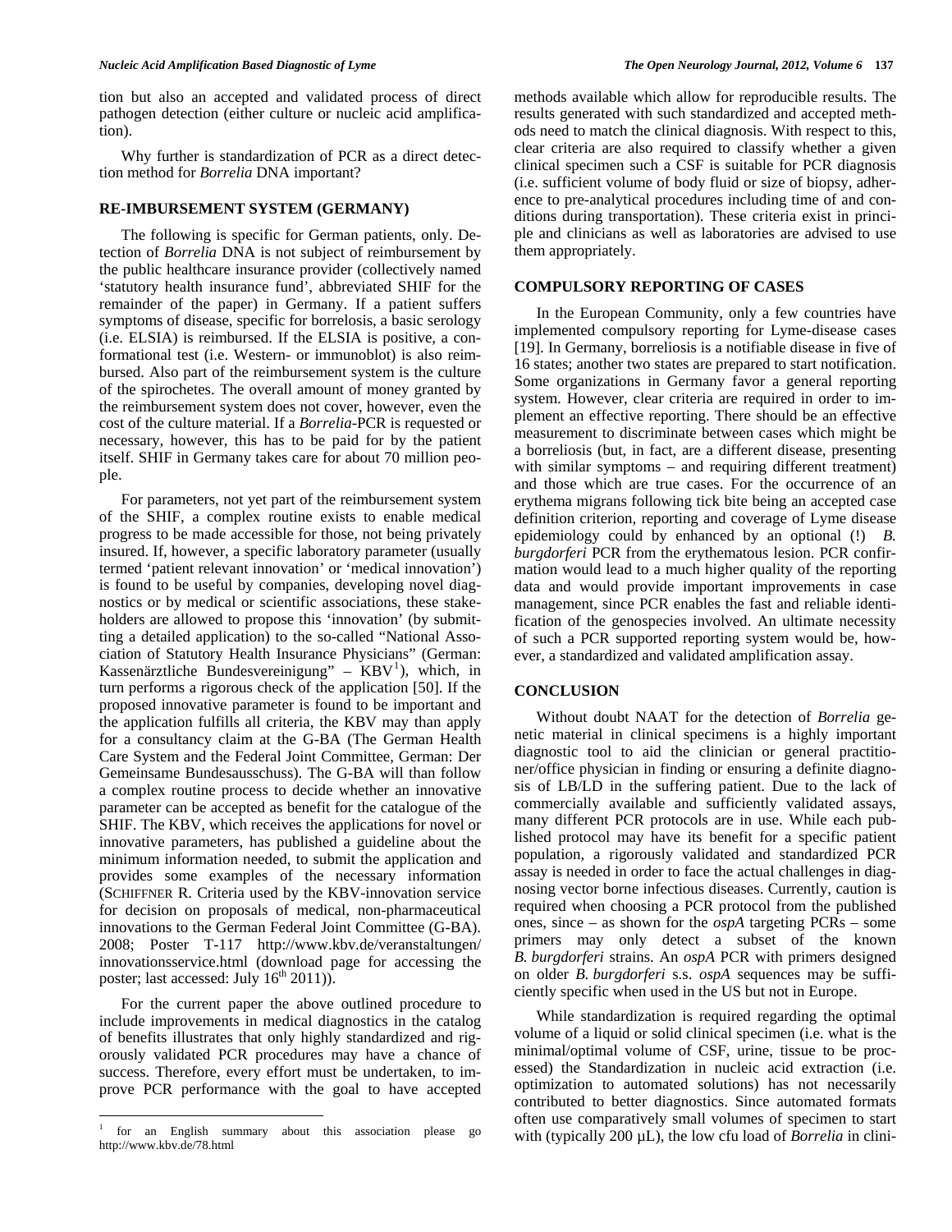tion but also an accepted and validated process of direct pathogen detection (either culture or nucleic acid amplification).

Why further is standardization of PCR as a direct detection method for *Borrelia* DNA important?

## RE-IMBURSEMENT SYSTEM (GERMANY)

The following is specific for German patients, only. Detection of *Borrelia* DNA is not subject of reimbursement by the public healthcare insurance provider (collectively named 'statutory health insurance fund', abbreviated SHIF for the remainder of the paper) in Germany. If a patient suffers symptoms of disease, specific for borrelosis, a basic serology (i.e. ELSIA) is reimbursed. If the ELSIA is positive, a conformational test (i.e. Western- or immunoblot) is also reimbursed. Also part of the reimbursement system is the culture of the spirochetes. The overall amount of money granted by the reimbursement system does not cover, however, even the cost of the culture material. If a *Borrelia*-PCR is requested or necessary, however, this has to be paid for by the patient itself. SHIF in Germany takes care for about 70 million people.

For parameters, not yet part of the reimbursement system of the SHIF, a complex routine exists to enable medical progress to be made accessible for those, not being privately insured. If, however, a specific laboratory parameter (usually termed 'patient relevant innovation' or 'medical innovation') is found to be useful by companies, developing novel diagnostics or by medical or scientific associations, these stakeholders are allowed to propose this 'innovation' (by submitting a detailed application) to the so-called "National Association of Statutory Health Insurance Physicians" (German: Kassenärztliche Bundesvereinigung" – KBV[1]), which, in turn performs a rigorous check of the application [50]. If the proposed innovative parameter is found to be important and the application fulfills all criteria, the KBV may than apply for a consultancy claim at the G-BA (The German Health Care System and the Federal Joint Committee, German: Der Gemeinsame Bundesausschuss). The G-BA will than follow a complex routine process to decide whether an innovative parameter can be accepted as benefit for the catalogue of the SHIF. The KBV, which receives the applications for novel or innovative parameters, has published a guideline about the minimum information needed, to submit the application and provides some examples of the necessary information (SCHIFFNER R. Criteria used by the KBV-innovation service for decision on proposals of medical, non-pharmaceutical innovations to the German Federal Joint Committee (G-BA). 2008; Poster T-117 http://www.kbv.de/veranstaltungen/innovationsservice.html (download page for accessing the poster; last accessed: July 16th 2011)).

For the current paper the above outlined procedure to include improvements in medical diagnostics in the catalog of benefits illustrates that only highly standardized and rigorously validated PCR procedures may have a chance of success. Therefore, every effort must be undertaken, to improve PCR performance with the goal to have accepted methods available which allow for reproducible results. The results generated with such standardized and accepted methods need to match the clinical diagnosis. With respect to this, clear criteria are also required to classify whether a given clinical specimen such a CSF is suitable for PCR diagnosis (i.e. sufficient volume of body fluid or size of biopsy, adherence to pre-analytical procedures including time of and conditions during transportation). These criteria exist in principle and clinicians as well as laboratories are advised to use them appropriately.

## COMPULSORY REPORTING OF CASES

In the European Community, only a few countries have implemented compulsory reporting for Lyme-disease cases [19]. In Germany, borreliosis is a notifiable disease in five of 16 states; another two states are prepared to start notification. Some organizations in Germany favor a general reporting system. However, clear criteria are required in order to implement an effective reporting. There should be an effective measurement to discriminate between cases which might be a borreliosis (but, in fact, are a different disease, presenting with similar symptoms – and requiring different treatment) and those which are true cases. For the occurrence of an erythema migrans following tick bite being an accepted case definition criterion, reporting and coverage of Lyme disease epidemiology could by enhanced by an optional (!) *B. burgdorferi* PCR from the erythematous lesion. PCR confirmation would lead to a much higher quality of the reporting data and would provide important improvements in case management, since PCR enables the fast and reliable identification of the genospecies involved. An ultimate necessity of such a PCR supported reporting system would be, however, a standardized and validated amplification assay.

## CONCLUSION

Without doubt NAAT for the detection of *Borrelia* genetic material in clinical specimens is a highly important diagnostic tool to aid the clinician or general practitioner/office physician in finding or ensuring a definite diagnosis of LB/LD in the suffering patient. Due to the lack of commercially available and sufficiently validated assays, many different PCR protocols are in use. While each published protocol may have its benefit for a specific patient population, a rigorously validated and standardized PCR assay is needed in order to face the actual challenges in diagnosing vector borne infectious diseases. Currently, caution is required when choosing a PCR protocol from the published ones, since – as shown for the *ospA* targeting PCRs – some primers may only detect a subset of the known *B. burgdorferi* strains. An *ospA* PCR with primers designed on older *B. burgdorferi* s.s. *ospA* sequences may be sufficiently specific when used in the US but not in Europe.

While standardization is required regarding the optimal volume of a liquid or solid clinical specimen (i.e. what is the minimal/optimal volume of CSF, urine, tissue to be processed) the Standardization in nucleic acid extraction (i.e. optimization to automated solutions) has not necessarily contributed to better diagnostics. Since automated formats often use comparatively small volumes of specimen to start with (typically 200 µL), the low cfu load of *Borrelia* in clini-

[1] for an English summary about this association please go http://www.kbv.de/78.html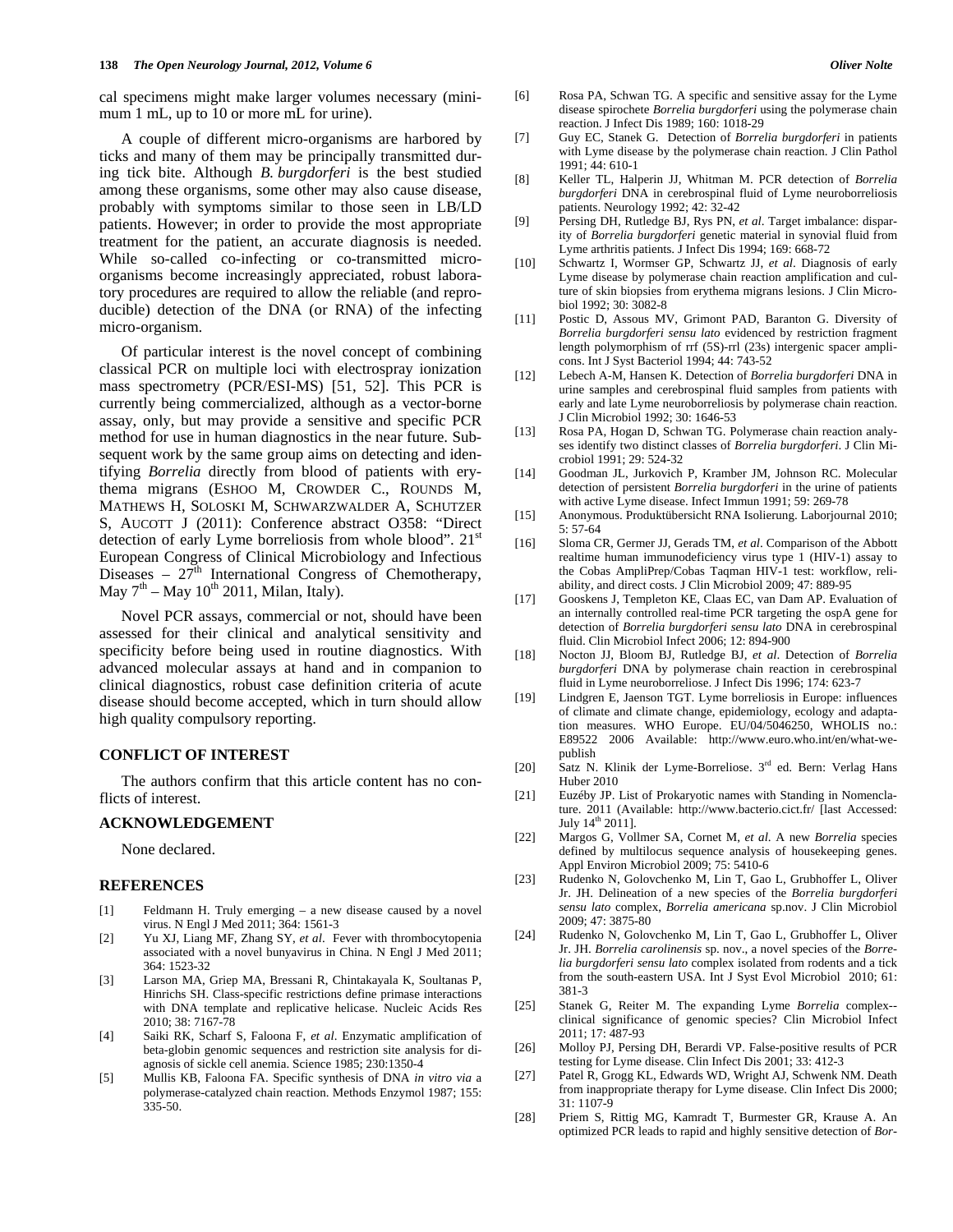cal specimens might make larger volumes necessary (minimum 1 mL, up to 10 or more mL for urine).

A couple of different micro-organisms are harbored by ticks and many of them may be principally transmitted during tick bite. Although *B. burgdorferi* is the best studied among these organisms, some other may also cause disease, probably with symptoms similar to those seen in LB/LD patients. However; in order to provide the most appropriate treatment for the patient, an accurate diagnosis is needed. While so-called co-infecting or co-transmitted micro-organisms become increasingly appreciated, robust laboratory procedures are required to allow the reliable (and reproducible) detection of the DNA (or RNA) of the infecting micro-organism.

Of particular interest is the novel concept of combining classical PCR on multiple loci with electrospray ionization mass spectrometry (PCR/ESI-MS) [51, 52]. This PCR is currently being commercialized, although as a vector-borne assay, only, but may provide a sensitive and specific PCR method for use in human diagnostics in the near future. Subsequent work by the same group aims on detecting and identifying *Borrelia* directly from blood of patients with erythema migrans (ESHOO M, CROWDER C., ROUNDS M, MATHEWS H, SOLOSKI M, SCHWARZWALDER A, SCHUTZER S, AUCOTT J (2011): Conference abstract O358: "Direct detection of early Lyme borreliosis from whole blood". 21st European Congress of Clinical Microbiology and Infectious Diseases – 27th International Congress of Chemotherapy, May 7th – May 10th 2011, Milan, Italy).

Novel PCR assays, commercial or not, should have been assessed for their clinical and analytical sensitivity and specificity before being used in routine diagnostics. With advanced molecular assays at hand and in companion to clinical diagnostics, robust case definition criteria of acute disease should become accepted, which in turn should allow high quality compulsory reporting.

## CONFLICT OF INTEREST

The authors confirm that this article content has no conflicts of interest.

## ACKNOWLEDGEMENT

None declared.

## REFERENCES

[1] Feldmann H. Truly emerging – a new disease caused by a novel virus. N Engl J Med 2011; 364: 1561-3

[2] Yu XJ, Liang MF, Zhang SY, *et al*. Fever with thrombocytopenia associated with a novel bunyavirus in China. N Engl J Med 2011; 364: 1523-32

[3] Larson MA, Griep MA, Bressani R, Chintakayala K, Soultanas P, Hinrichs SH. Class-specific restrictions define primase interactions with DNA template and replicative helicase. Nucleic Acids Res 2010; 38: 7167-78

[4] Saiki RK, Scharf S, Faloona F, *et al*. Enzymatic amplification of beta-globin genomic sequences and restriction site analysis for diagnosis of sickle cell anemia. Science 1985; 230:1350-4

[5] Mullis KB, Faloona FA. Specific synthesis of DNA *in vitro via* a polymerase-catalyzed chain reaction. Methods Enzymol 1987; 155: 335-50.

[6] Rosa PA, Schwan TG. A specific and sensitive assay for the Lyme disease spirochete *Borrelia burgdorferi* using the polymerase chain reaction. J Infect Dis 1989; 160: 1018-29

[7] Guy EC, Stanek G. Detection of *Borrelia burgdorferi* in patients with Lyme disease by the polymerase chain reaction. J Clin Pathol 1991; 44: 610-1

[8] Keller TL, Halperin JJ, Whitman M. PCR detection of *Borrelia burgdorferi* DNA in cerebrospinal fluid of Lyme neuroborreliosis patients. Neurology 1992; 42: 32-42

[9] Persing DH, Rutledge BJ, Rys PN, *et al*. Target imbalance: disparity of *Borrelia burgdorferi* genetic material in synovial fluid from Lyme arthritis patients. J Infect Dis 1994; 169: 668-72

[10] Schwartz I, Wormser GP, Schwartz JJ, *et al*. Diagnosis of early Lyme disease by polymerase chain reaction amplification and culture of skin biopsies from erythema migrans lesions. J Clin Microbiol 1992; 30: 3082-8

[11] Postic D, Assous MV, Grimont PAD, Baranton G. Diversity of *Borrelia burgdorferi sensu lato* evidenced by restriction fragment length polymorphism of rrf (5S)-rrl (23s) intergenic spacer amplicons. Int J Syst Bacteriol 1994; 44: 743-52

[12] Lebech A-M, Hansen K. Detection of *Borrelia burgdorferi* DNA in urine samples and cerebrospinal fluid samples from patients with early and late Lyme neuroborreliosis by polymerase chain reaction. J Clin Microbiol 1992; 30: 1646-53

[13] Rosa PA, Hogan D, Schwan TG. Polymerase chain reaction analyses identify two distinct classes of *Borrelia burgdorferi*. J Clin Microbiol 1991; 29: 524-32

[14] Goodman JL, Jurkovich P, Kramber JM, Johnson RC. Molecular detection of persistent *Borrelia burgdorferi* in the urine of patients with active Lyme disease. Infect Immun 1991; 59: 269-78

[15] Anonymous. Produktübersicht RNA Isolierung. Laborjournal 2010; 5: 57-64

[16] Sloma CR, Germer JJ, Gerads TM, *et al*. Comparison of the Abbott realtime human immunodeficiency virus type 1 (HIV-1) assay to the Cobas AmpliPrep/Cobas Taqman HIV-1 test: workflow, reliability, and direct costs. J Clin Microbiol 2009; 47: 889-95

[17] Gooskens J, Templeton KE, Claas EC, van Dam AP. Evaluation of an internally controlled real-time PCR targeting the ospA gene for detection of *Borrelia burgdorferi sensu lato* DNA in cerebrospinal fluid. Clin Microbiol Infect 2006; 12: 894-900

[18] Nocton JJ, Bloom BJ, Rutledge BJ, *et al*. Detection of *Borrelia burgdorferi* DNA by polymerase chain reaction in cerebrospinal fluid in Lyme neuroborreliose. J Infect Dis 1996; 174: 623-7

[19] Lindgren E, Jaenson TGT. Lyme borreliosis in Europe: influences of climate and climate change, epidemiology, ecology and adaptation measures. WHO Europe. EU/04/5046250, WHOLIS no.: E89522 2006 Available: http://www.euro.who.int/en/what-we-publish

[20] Satz N. Klinik der Lyme-Borreliose. 3rd ed. Bern: Verlag Hans Huber 2010

[21] Euzéby JP. List of Prokaryotic names with Standing in Nomenclature. 2011 (Available: http://www.bacterio.cict.fr/ [last Accessed: July 14th 2011].

[22] Margos G, Vollmer SA, Cornet M, *et al*. A new *Borrelia* species defined by multilocus sequence analysis of housekeeping genes. Appl Environ Microbiol 2009; 75: 5410-6

[23] Rudenko N, Golovchenko M, Lin T, Gao L, Grubhoffer L, Oliver Jr. JH. Delineation of a new species of the *Borrelia burgdorferi sensu lato* complex, *Borrelia americana* sp.nov. J Clin Microbiol 2009; 47: 3875-80

[24] Rudenko N, Golovchenko M, Lin T, Gao L, Grubhoffer L, Oliver Jr. JH. *Borrelia carolinensis* sp. nov., a novel species of the *Borrelia burgdorferi sensu lato* complex isolated from rodents and a tick from the south-eastern USA. Int J Syst Evol Microbiol 2010; 61: 381-3

[25] Stanek G, Reiter M. The expanding Lyme *Borrelia* complex--clinical significance of genomic species? Clin Microbiol Infect 2011; 17: 487-93

[26] Molloy PJ, Persing DH, Berardi VP. False-positive results of PCR testing for Lyme disease. Clin Infect Dis 2001; 33: 412-3

[27] Patel R, Grogg KL, Edwards WD, Wright AJ, Schwenk NM. Death from inappropriate therapy for Lyme disease. Clin Infect Dis 2000; 31: 1107-9

[28] Priem S, Rittig MG, Kamradt T, Burmester GR, Krause A. An optimized PCR leads to rapid and highly sensitive detection of *Bor-*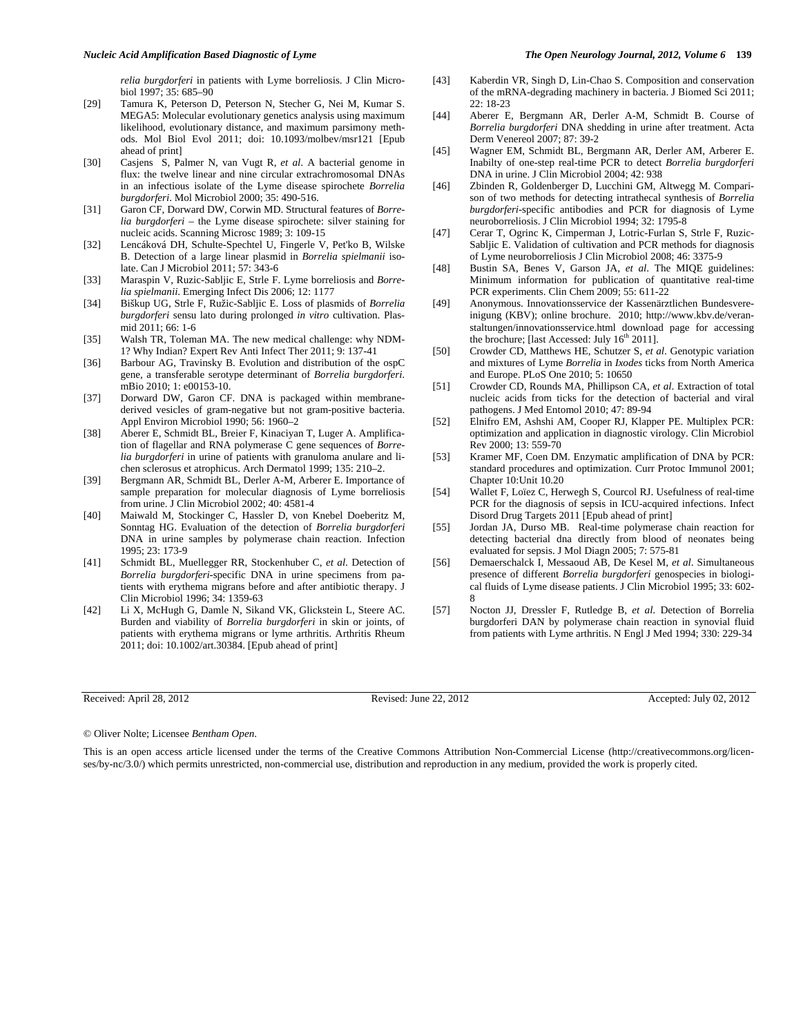*relia burgdorferi* in patients with Lyme borreliosis. J Clin Microbiol 1997; 35: 685–90

[29] Tamura K, Peterson D, Peterson N, Stecher G, Nei M, Kumar S. MEGA5: Molecular evolutionary genetics analysis using maximum likelihood, evolutionary distance, and maximum parsimony methods. Mol Biol Evol 2011; doi: 10.1093/molbev/msr121 [Epub ahead of print]

[30] Casjens S, Palmer N, van Vugt R, *et al*. A bacterial genome in flux: the twelve linear and nine circular extrachromosomal DNAs in an infectious isolate of the Lyme disease spirochete *Borrelia burgdorferi*. Mol Microbiol 2000; 35: 490-516.

[31] Garon CF, Dorward DW, Corwin MD. Structural features of *Borrelia burgdorferi* – the Lyme disease spirochete: silver staining for nucleic acids. Scanning Microsc 1989; 3: 109-15

[32] Lencáková DH, Schulte-Spechtel U, Fingerle V, Pet'ko B, Wilske B. Detection of a large linear plasmid in *Borrelia spielmanii* isolate. Can J Microbiol 2011; 57: 343-6

[33] Maraspin V, Ruzic-Sabljic E, Strle F. Lyme borreliosis and *Borrelia spielmanii*. Emerging Infect Dis 2006; 12: 1177

[34] Biškup UG, Strle F, Ružic-Sabljic E. Loss of plasmids of *Borrelia burgdorferi* sensu lato during prolonged *in vitro* cultivation. Plasmid 2011; 66: 1-6

[35] Walsh TR, Toleman MA. The new medical challenge: why NDM-1? Why Indian? Expert Rev Anti Infect Ther 2011; 9: 137-41

[36] Barbour AG, Travinsky B. Evolution and distribution of the ospC gene, a transferable serotype determinant of *Borrelia burgdorferi*. mBio 2010; 1: e00153-10.

[37] Dorward DW, Garon CF. DNA is packaged within membrane-derived vesicles of gram-negative but not gram-positive bacteria. Appl Environ Microbiol 1990; 56: 1960–2

[38] Aberer E, Schmidt BL, Breier F, Kinaciyan T, Luger A. Amplification of flagellar and RNA polymerase C gene sequences of *Borrelia burgdorferi* in urine of patients with granuloma anulare and lichen sclerosus et atrophicus. Arch Dermatol 1999; 135: 210–2.

[39] Bergmann AR, Schmidt BL, Derler A-M, Arberer E. Importance of sample preparation for molecular diagnosis of Lyme borreliosis from urine. J Clin Microbiol 2002; 40: 4581-4

[40] Maiwald M, Stockinger C, Hassler D, von Knebel Doeberitz M, Sonntag HG. Evaluation of the detection of *Borrelia burgdorferi* DNA in urine samples by polymerase chain reaction. Infection 1995; 23: 173-9

[41] Schmidt BL, Muellegger RR, Stockenhuber C, *et al*. Detection of *Borrelia burgdorferi*-specific DNA in urine specimens from patients with erythema migrans before and after antibiotic therapy. J Clin Microbiol 1996; 34: 1359-63

[42] Li X, McHugh G, Damle N, Sikand VK, Glickstein L, Steere AC. Burden and viability of *Borrelia burgdorferi* in skin or joints, of patients with erythema migrans or lyme arthritis. Arthritis Rheum 2011; doi: 10.1002/art.30384. [Epub ahead of print]

[43] Kaberdin VR, Singh D, Lin-Chao S. Composition and conservation of the mRNA-degrading machinery in bacteria. J Biomed Sci 2011; 22: 18-23

[44] Aberer E, Bergmann AR, Derler A-M, Schmidt B. Course of *Borrelia burgdorferi* DNA shedding in urine after treatment. Acta Derm Venereol 2007; 87: 39-2

[45] Wagner EM, Schmidt BL, Bergmann AR, Derler AM, Arberer E. Inabilty of one-step real-time PCR to detect *Borrelia burgdorferi* DNA in urine. J Clin Microbiol 2004; 42: 938

[46] Zbinden R, Goldenberger D, Lucchini GM, Altwegg M. Comparison of two methods for detecting intrathecal synthesis of *Borrelia burgdorferi*-specific antibodies and PCR for diagnosis of Lyme neuroborreliosis. J Clin Microbiol 1994; 32: 1795-8

[47] Cerar T, Ogrinc K, Cimperman J, Lotric-Furlan S, Strle F, Ruzic-Sabljic E. Validation of cultivation and PCR methods for diagnosis of Lyme neuroborreliosis J Clin Microbiol 2008; 46: 3375-9

[48] Bustin SA, Benes V, Garson JA, *et al*. The MIQE guidelines: Minimum information for publication of quantitative real-time PCR experiments. Clin Chem 2009; 55: 611-22

[49] Anonymous. Innovationsservice der Kassenärztlichen Bundesvereinigung (KBV); online brochure. 2010; http://www.kbv.de/veranstaltungen/innovationsservice.html download page for accessing the brochure; [last Accessed: July 16th 2011].

[50] Crowder CD, Matthews HE, Schutzer S, *et al*. Genotypic variation and mixtures of Lyme *Borrelia* in *Ixodes* ticks from North America and Europe. PLoS One 2010; 5: 10650

[51] Crowder CD, Rounds MA, Phillipson CA, *et al*. Extraction of total nucleic acids from ticks for the detection of bacterial and viral pathogens. J Med Entomol 2010; 47: 89-94

[52] Elnifro EM, Ashshi AM, Cooper RJ, Klapper PE. Multiplex PCR: optimization and application in diagnostic virology. Clin Microbiol Rev 2000; 13: 559-70

[53] Kramer MF, Coen DM. Enzymatic amplification of DNA by PCR: standard procedures and optimization. Curr Protoc Immunol 2001; Chapter 10:Unit 10.20

[54] Wallet F, Loïez C, Herwegh S, Courcol RJ. Usefulness of real-time PCR for the diagnosis of sepsis in ICU-acquired infections. Infect Disord Drug Targets 2011 [Epub ahead of print]

[55] Jordan JA, Durso MB. Real-time polymerase chain reaction for detecting bacterial dna directly from blood of neonates being evaluated for sepsis. J Mol Diagn 2005; 7: 575-81

[56] Demaerschalck I, Messaoud AB, De Kesel M, *et al*. Simultaneous presence of different *Borrelia burgdorferi* genospecies in biological fluids of Lyme disease patients. J Clin Microbiol 1995; 33: 602-8

[57] Nocton JJ, Dressler F, Rutledge B, *et al*. Detection of Borrelia burgdorferi DAN by polymerase chain reaction in synovial fluid from patients with Lyme arthritis. N Engl J Med 1994; 330: 229-34

Received: April 28, 2012 Revised: June 22, 2012 Accepted: July 02, 2012

© Oliver Nolte; Licensee *Bentham Open*.

This is an open access article licensed under the terms of the Creative Commons Attribution Non-Commercial License (http://creativecommons.org/licenses/by-nc/3.0/) which permits unrestricted, non-commercial use, distribution and reproduction in any medium, provided the work is properly cited.